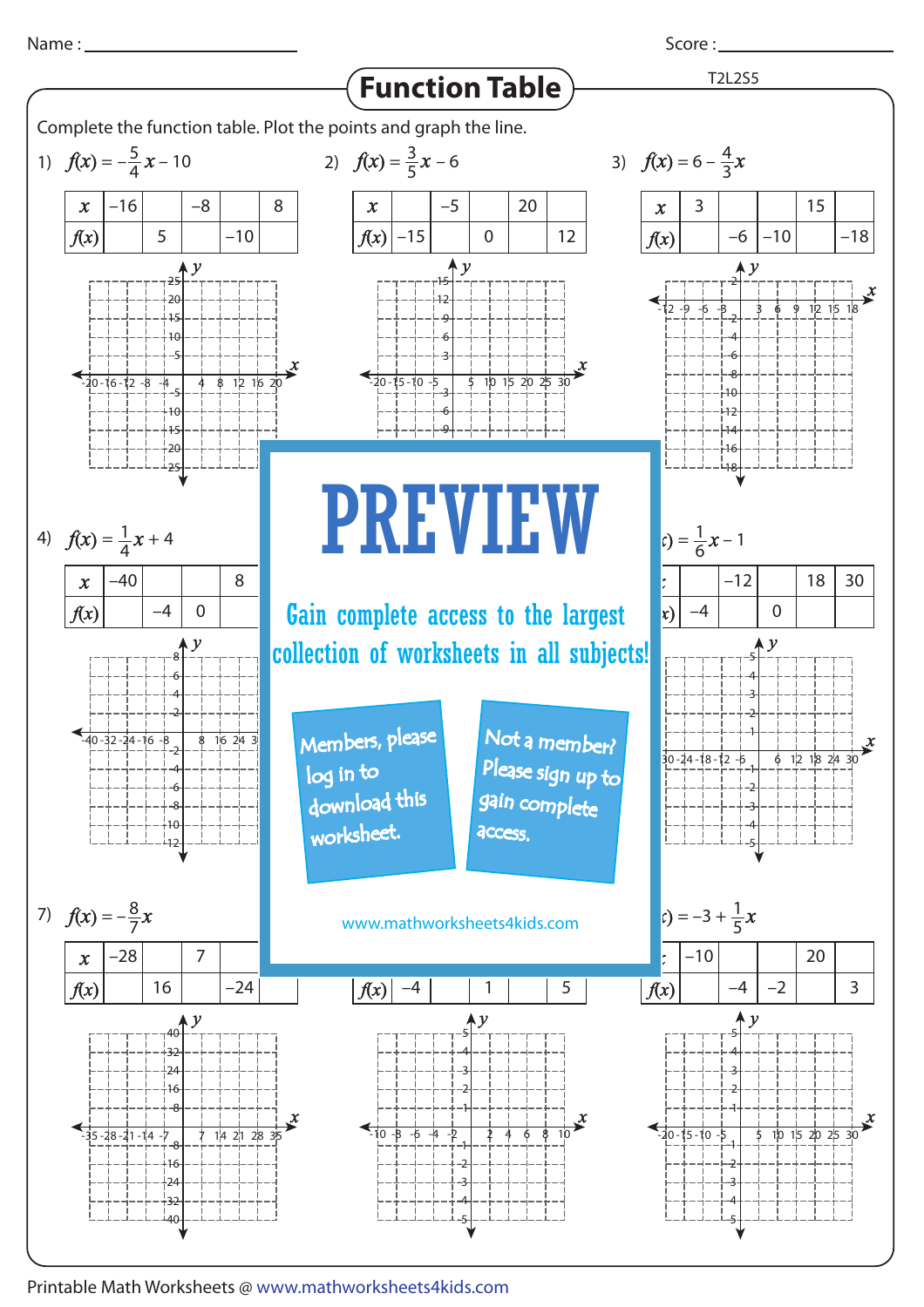Name : ____________________  Score : ____________________

# Function Table

T2L2S5

Complete the function table. Plot the points and graph the line.

1) $f(x) = -\frac{5}{4}x - 10$

| $x$ | −16 | | −8 | | 8 |
|---|---|---|---|---|---|
| $f(x)$ | | 5 | | −10 | |

2) $f(x) = \frac{3}{5}x - 6$

| $x$ | | −5 | | 20 | |
|---|---|---|---|---|---|
| $f(x)$ | −15 | | 0 | | 12 |

3) $f(x) = 6 - \frac{4}{3}x$

| $x$ | 3 | | | 15 | |
|---|---|---|---|---|---|
| $f(x)$ | | −6 | −10 | | −18 |

4) $f(x) = \frac{1}{4}x + 4$

| $x$ | −40 | | | 8 | |
|---|---|---|---|---|---|
| $f(x)$ | | −4 | 0 | | |

6) $f(x) = \frac{1}{6}x - 1$

| $x$ | | −12 | | 18 | 30 |
|---|---|---|---|---|---|
| $f(x)$ | −4 | | 0 | | |

7) $f(x) = -\frac{8}{7}x$

| $x$ | −28 | | 7 | | |
|---|---|---|---|---|---|
| $f(x)$ | | 16 | | −24 | |

8)

| $x$ | | | | | |
|---|---|---|---|---|---|
| $f(x)$ | −4 | | 1 | | 5 |

9) $f(x) = -3 + \frac{1}{5}x$

| $x$ | −10 | | | 20 | |
|---|---|---|---|---|---|
| $f(x)$ | | −4 | −2 | | 3 |

PREVIEW

Gain complete access to the largest collection of worksheets in all subjects!

Members, please log in to download this worksheet.

Not a member? Please sign up to gain complete access.

www.mathworksheets4kids.com

Printable Math Worksheets @ www.mathworksheets4kids.com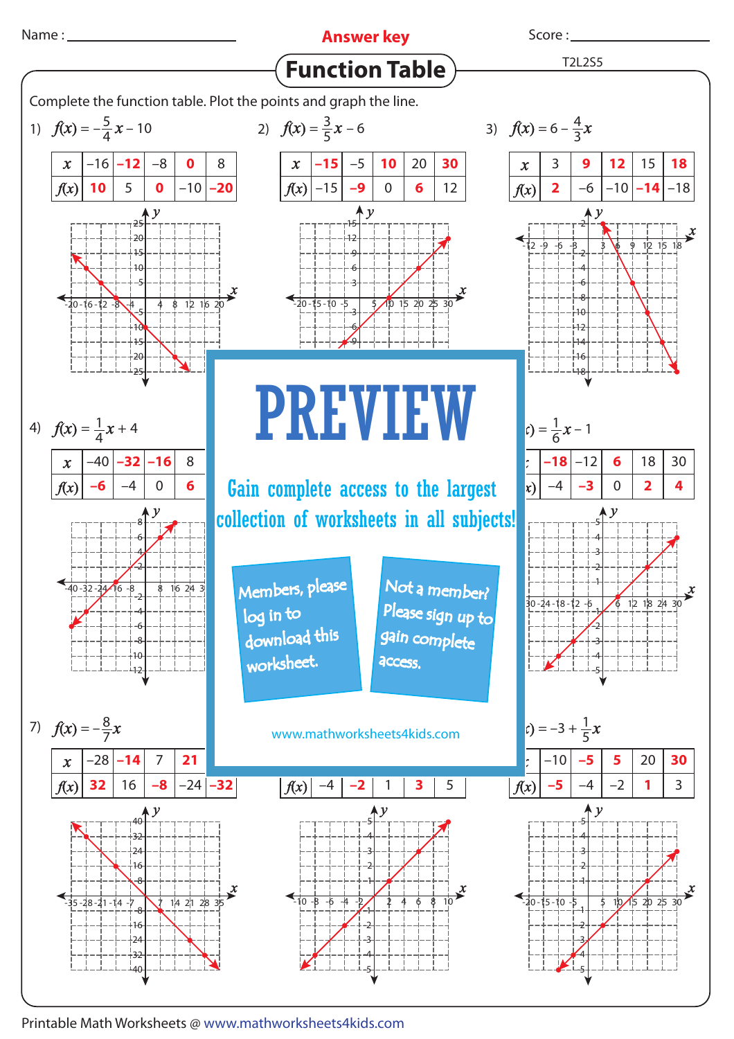Name : ____________________ **Answer key** Score : ____________________

# Function Table

T2L2S5

Complete the function table. Plot the points and graph the line.

1) $f(x) = -\frac{5}{4}x - 10$

| $x$ | –16 | **–12** | –8 | **0** | 8 |
|---|---|---|---|---|---|
| $f(x)$ | **10** | 5 | **0** | –10 | **–20** |

y
25
20
15
10
5
-20 -16 -12 -8 -4 4 8 12 16 20 x
-5
-10
-15
-20
-25

2) $f(x) = \frac{3}{5}x - 6$

| $x$ | **–15** | –5 | **10** | 20 | **30** |
|---|---|---|---|---|---|
| $f(x)$ | –15 | **–9** | 0 | **6** | 12 |

y
15
12
9
6
3
-20 -15 -10 -5 5 10 15 20 25 30 x
-3
-6
-9

3) $f(x) = 6 - \frac{4}{3}x$

| $x$ | 3 | **9** | **12** | 15 | **18** |
|---|---|---|---|---|---|
| $f(x)$ | **2** | –6 | –10 | **–14** | –18 |

y
2
-12 -9 -6 -3 3 6 9 12 15 18 x
-2
-4
-6
-8
-10
-12
-14
-16
-18

# PREVIEW

Gain complete access to the largest collection of worksheets in all subjects!

Members, please log in to download this worksheet.

Not a member? Please sign up to gain complete access.

www.mathworksheets4kids.com

4) $f(x) = \frac{1}{4}x + 4$

| $x$ | –40 | **–32** | **–16** | 8 |
|---|---|---|---|---|
| $f(x)$ | **–6** | –4 | 0 | **6** |

y
8
6
4
2
-40 -32 -24 -16 -8 8 16 24 3
-2
-4
-6
-8
-10
-12

6) $f(x) = \frac{1}{6}x - 1$

| $x$ | **–18** | –12 | **6** | 18 | 30 |
|---|---|---|---|---|---|
| $f(x)$ | –4 | **–3** | 0 | **2** | **4** |

y
5
4
3
2
1
-30 -24 -18 -12 -6 6 12 18 24 30 x
-1
-2
-3
-4
-5

7) $f(x) = -\frac{8}{7}x$

| $x$ | –28 | **–14** | 7 | **21** |
|---|---|---|---|---|
| $f(x)$ | **32** | 16 | **–8** | –24 | **–32** |

y
40
32
24
16
8
-35 -28 -21 -14 -7 7 14 21 28 35 x
-8
-16
-24
-32
-40

8)

| | | | | | |
|---|---|---|---|---|---|
| $f(x)$ | –4 | **–2** | 1 | **3** | 5 |

y
5
4
3
2
1
-10 -8 -6 -4 -2 2 4 6 8 10 x
-1
-2
-3
-4
-5

9) $f(x) = -3 + \frac{1}{5}x$

| $x$ | –10 | **–5** | **5** | 20 | **30** |
|---|---|---|---|---|---|
| $f(x)$ | **–5** | –4 | –2 | **1** | 3 |

y
5
4
3
2
1
-20 -15 -10 -5 5 10 15 20 25 30 x
-1
-2
-3
-4
-5

Printable Math Worksheets @ www.mathworksheets4kids.com